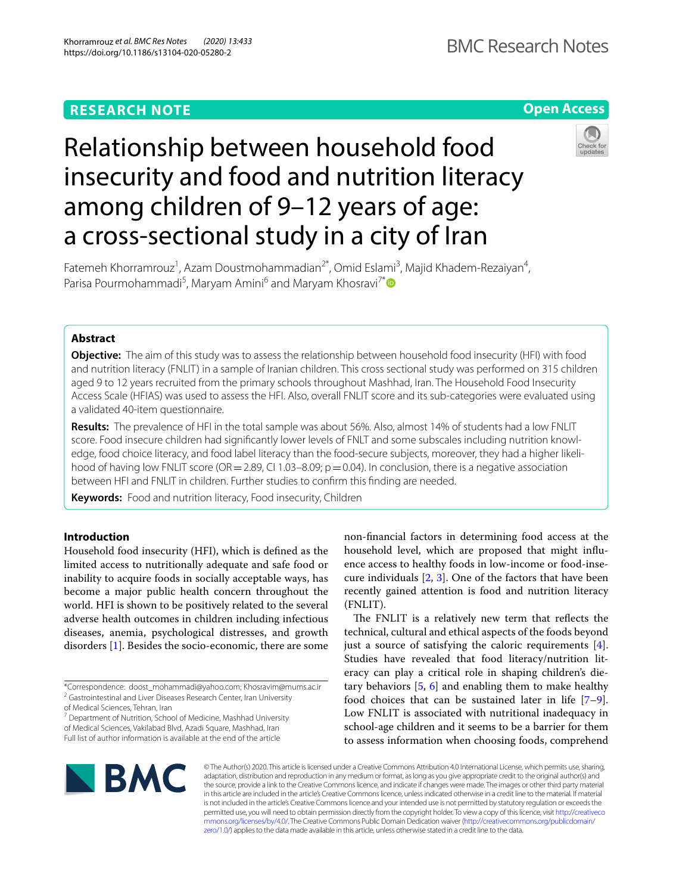RESEARCH NOTE

Open Access

# Relationship between household food insecurity and food and nutrition literacy among children of 9–12 years of age: a cross-sectional study in a city of Iran

Fatemeh Khorramrouz[1], Azam Doustmohammadian[2*], Omid Eslami[3], Majid Khadem-Rezaiyan[4], Parisa Pourmohammadi[5], Maryam Amini[6] and Maryam Khosravi[7*]

## Abstract

**Objective:** The aim of this study was to assess the relationship between household food insecurity (HFI) with food and nutrition literacy (FNLIT) in a sample of Iranian children. This cross sectional study was performed on 315 children aged 9 to 12 years recruited from the primary schools throughout Mashhad, Iran. The Household Food Insecurity Access Scale (HFIAS) was used to assess the HFI. Also, overall FNLIT score and its sub-categories were evaluated using a validated 40-item questionnaire.

**Results:** The prevalence of HFI in the total sample was about 56%. Also, almost 14% of students had a low FNLIT score. Food insecure children had significantly lower levels of FNLT and some subscales including nutrition knowledge, food choice literacy, and food label literacy than the food-secure subjects, moreover, they had a higher likelihood of having low FNLIT score (OR = 2.89, CI 1.03–8.09; p = 0.04). In conclusion, there is a negative association between HFI and FNLIT in children. Further studies to confirm this finding are needed.

**Keywords:** Food and nutrition literacy, Food insecurity, Children

## Introduction

Household food insecurity (HFI), which is defined as the limited access to nutritionally adequate and safe food or inability to acquire foods in socially acceptable ways, has become a major public health concern throughout the world. HFI is shown to be positively related to the several adverse health outcomes in children including infectious diseases, anemia, psychological distresses, and growth disorders [1]. Besides the socio-economic, there are some non-financial factors in determining food access at the household level, which are proposed that might influence access to healthy foods in low-income or food-insecure individuals [2, 3]. One of the factors that have been recently gained attention is food and nutrition literacy (FNLIT).

The FNLIT is a relatively new term that reflects the technical, cultural and ethical aspects of the foods beyond just a source of satisfying the caloric requirements [4]. Studies have revealed that food literacy/nutrition literacy can play a critical role in shaping children's dietary behaviors [5, 6] and enabling them to make healthy food choices that can be sustained later in life [7–9]. Low FNLIT is associated with nutritional inadequacy in school-age children and it seems to be a barrier for them to assess information when choosing foods, comprehend

*Correspondence: doost_mohammadi@yahoo.com; Khosravim@mums.ac.ir
[2] Gastrointestinal and Liver Diseases Research Center, Iran University of Medical Sciences, Tehran, Iran
[7] Department of Nutrition, School of Medicine, Mashhad University of Medical Sciences, Vakilabad Blvd, Azadi Square, Mashhad, Iran
Full list of author information is available at the end of the article

© The Author(s) 2020. This article is licensed under a Creative Commons Attribution 4.0 International License, which permits use, sharing, adaptation, distribution and reproduction in any medium or format, as long as you give appropriate credit to the original author(s) and the source, provide a link to the Creative Commons licence, and indicate if changes were made. The images or other third party material in this article are included in the article's Creative Commons licence, unless indicated otherwise in a credit line to the material. If material is not included in the article's Creative Commons licence and your intended use is not permitted by statutory regulation or exceeds the permitted use, you will need to obtain permission directly from the copyright holder. To view a copy of this licence, visit http://creativecommons.org/licenses/by/4.0/. The Creative Commons Public Domain Dedication waiver (http://creativecommons.org/publicdomain/zero/1.0/) applies to the data made available in this article, unless otherwise stated in a credit line to the data.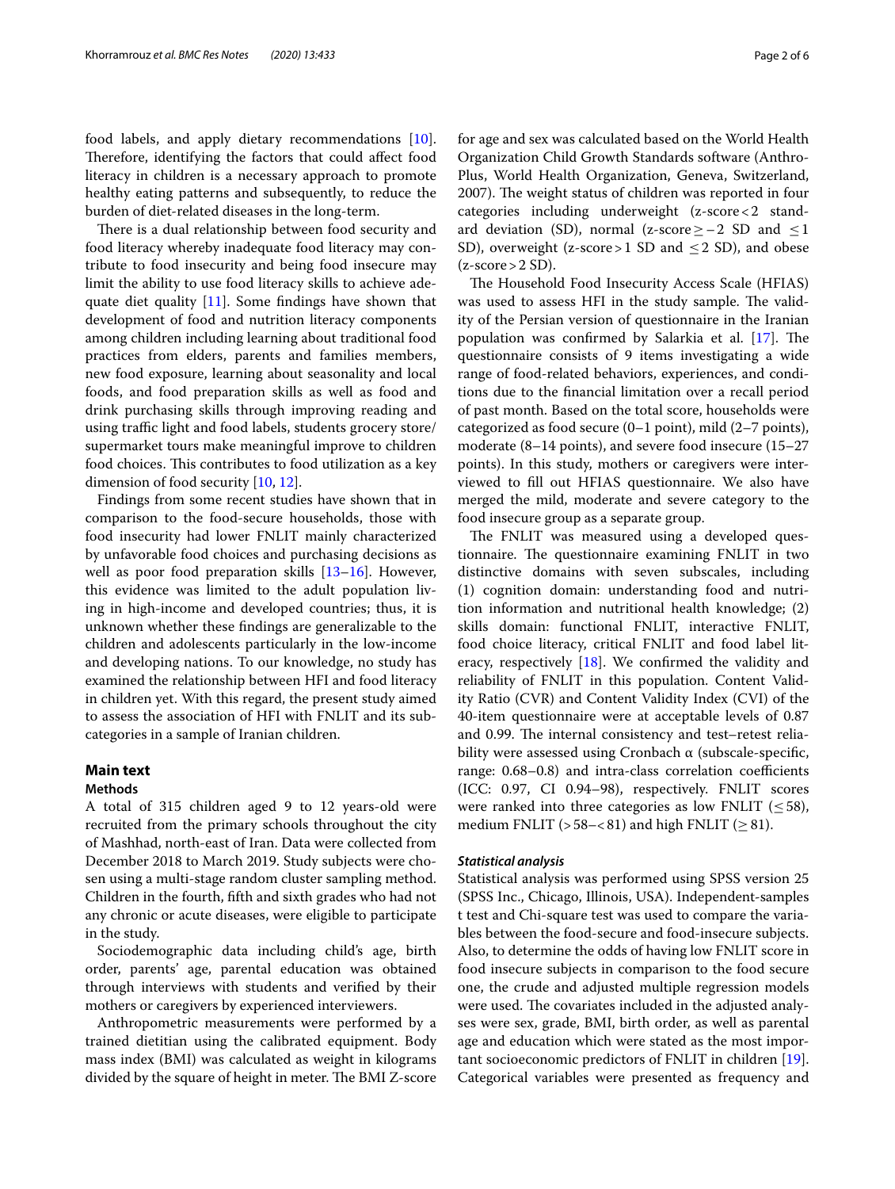food labels, and apply dietary recommendations [10]. Therefore, identifying the factors that could affect food literacy in children is a necessary approach to promote healthy eating patterns and subsequently, to reduce the burden of diet-related diseases in the long-term.

There is a dual relationship between food security and food literacy whereby inadequate food literacy may contribute to food insecurity and being food insecure may limit the ability to use food literacy skills to achieve adequate diet quality [11]. Some findings have shown that development of food and nutrition literacy components among children including learning about traditional food practices from elders, parents and families members, new food exposure, learning about seasonality and local foods, and food preparation skills as well as food and drink purchasing skills through improving reading and using traffic light and food labels, students grocery store/supermarket tours make meaningful improve to children food choices. This contributes to food utilization as a key dimension of food security [10, 12].

Findings from some recent studies have shown that in comparison to the food-secure households, those with food insecurity had lower FNLIT mainly characterized by unfavorable food choices and purchasing decisions as well as poor food preparation skills [13–16]. However, this evidence was limited to the adult population living in high-income and developed countries; thus, it is unknown whether these findings are generalizable to the children and adolescents particularly in the low-income and developing nations. To our knowledge, no study has examined the relationship between HFI and food literacy in children yet. With this regard, the present study aimed to assess the association of HFI with FNLIT and its subcategories in a sample of Iranian children.

## Main text

### Methods

A total of 315 children aged 9 to 12 years-old were recruited from the primary schools throughout the city of Mashhad, north-east of Iran. Data were collected from December 2018 to March 2019. Study subjects were chosen using a multi-stage random cluster sampling method. Children in the fourth, fifth and sixth grades who had not any chronic or acute diseases, were eligible to participate in the study.

Sociodemographic data including child's age, birth order, parents' age, parental education was obtained through interviews with students and verified by their mothers or caregivers by experienced interviewers.

Anthropometric measurements were performed by a trained dietitian using the calibrated equipment. Body mass index (BMI) was calculated as weight in kilograms divided by the square of height in meter. The BMI Z-score for age and sex was calculated based on the World Health Organization Child Growth Standards software (AnthroPlus, World Health Organization, Geneva, Switzerland, 2007). The weight status of children was reported in four categories including underweight (z-score < 2 standard deviation (SD), normal (z-score ≥ −2 SD and ≤ 1 SD), overweight (z-score > 1 SD and ≤ 2 SD), and obese (z-score > 2 SD).

The Household Food Insecurity Access Scale (HFIAS) was used to assess HFI in the study sample. The validity of the Persian version of questionnaire in the Iranian population was confirmed by Salarkia et al. [17]. The questionnaire consists of 9 items investigating a wide range of food-related behaviors, experiences, and conditions due to the financial limitation over a recall period of past month. Based on the total score, households were categorized as food secure (0–1 point), mild (2–7 points), moderate (8–14 points), and severe food insecure (15–27 points). In this study, mothers or caregivers were interviewed to fill out HFIAS questionnaire. We also have merged the mild, moderate and severe category to the food insecure group as a separate group.

The FNLIT was measured using a developed questionnaire. The questionnaire examining FNLIT in two distinctive domains with seven subscales, including (1) cognition domain: understanding food and nutrition information and nutritional health knowledge; (2) skills domain: functional FNLIT, interactive FNLIT, food choice literacy, critical FNLIT and food label literacy, respectively [18]. We confirmed the validity and reliability of FNLIT in this population. Content Validity Ratio (CVR) and Content Validity Index (CVI) of the 40-item questionnaire were at acceptable levels of 0.87 and 0.99. The internal consistency and test–retest reliability were assessed using Cronbach α (subscale-specific, range: 0.68–0.8) and intra-class correlation coefficients (ICC: 0.97, CI 0.94–98), respectively. FNLIT scores were ranked into three categories as low FNLIT (≤ 58), medium FNLIT (> 58–< 81) and high FNLIT (≥ 81).

#### *Statistical analysis*

Statistical analysis was performed using SPSS version 25 (SPSS Inc., Chicago, Illinois, USA). Independent-samples t test and Chi-square test was used to compare the variables between the food-secure and food-insecure subjects. Also, to determine the odds of having low FNLIT score in food insecure subjects in comparison to the food secure one, the crude and adjusted multiple regression models were used. The covariates included in the adjusted analyses were sex, grade, BMI, birth order, as well as parental age and education which were stated as the most important socioeconomic predictors of FNLIT in children [19]. Categorical variables were presented as frequency and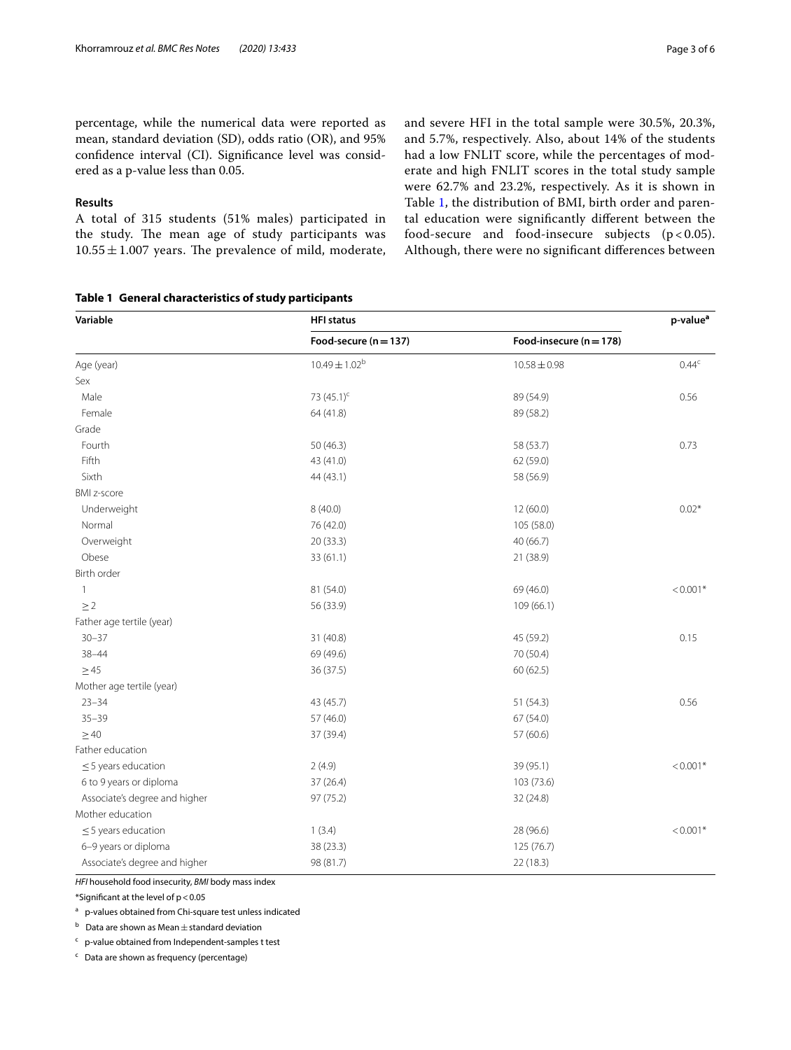percentage, while the numerical data were reported as mean, standard deviation (SD), odds ratio (OR), and 95% confidence interval (CI). Significance level was considered as a p-value less than 0.05.

## Results

A total of 315 students (51% males) participated in the study. The mean age of study participants was $10.55 \pm 1.007$ years. The prevalence of mild, moderate, and severe HFI in the total sample were 30.5%, 20.3%, and 5.7%, respectively. Also, about 14% of the students had a low FNLIT score, while the percentages of moderate and high FNLIT scores in the total study sample were 62.7% and 23.2%, respectively. As it is shown in Table 1, the distribution of BMI, birth order and parental education were significantly different between the food-secure and food-insecure subjects ($p < 0.05$). Although, there were no significant differences between

**Table 1 General characteristics of study participants**

| Variable | HFI status | | p-value[a] |
|---|---|---|---|
| | Food-secure (n = 137) | Food-insecure (n = 178) | |
| Age (year) | $10.49 \pm 1.02$[b] | $10.58 \pm 0.98$ | 0.44[c] |
| Sex | | | |
| Male | 73 (45.1)[c] | 89 (54.9) | 0.56 |
| Female | 64 (41.8) | 89 (58.2) | |
| Grade | | | |
| Fourth | 50 (46.3) | 58 (53.7) | 0.73 |
| Fifth | 43 (41.0) | 62 (59.0) | |
| Sixth | 44 (43.1) | 58 (56.9) | |
| BMI z-score | | | |
| Underweight | 8 (40.0) | 12 (60.0) | 0.02* |
| Normal | 76 (42.0) | 105 (58.0) | |
| Overweight | 20 (33.3) | 40 (66.7) | |
| Obese | 33 (61.1) | 21 (38.9) | |
| Birth order | | | |
| 1 | 81 (54.0) | 69 (46.0) | < 0.001* |
| ≥ 2 | 56 (33.9) | 109 (66.1) | |
| Father age tertile (year) | | | |
| 30–37 | 31 (40.8) | 45 (59.2) | 0.15 |
| 38–44 | 69 (49.6) | 70 (50.4) | |
| ≥ 45 | 36 (37.5) | 60 (62.5) | |
| Mother age tertile (year) | | | |
| 23–34 | 43 (45.7) | 51 (54.3) | 0.56 |
| 35–39 | 57 (46.0) | 67 (54.0) | |
| ≥ 40 | 37 (39.4) | 57 (60.6) | |
| Father education | | | |
| ≤ 5 years education | 2 (4.9) | 39 (95.1) | < 0.001* |
| 6 to 9 years or diploma | 37 (26.4) | 103 (73.6) | |
| Associate's degree and higher | 97 (75.2) | 32 (24.8) | |
| Mother education | | | |
| ≤ 5 years education | 1 (3.4) | 28 (96.6) | < 0.001* |
| 6–9 years or diploma | 38 (23.3) | 125 (76.7) | |
| Associate's degree and higher | 98 (81.7) | 22 (18.3) | |

*HFI* household food insecurity, *BMI* body mass index

*Significant at the level of $p < 0.05$

[a] p-values obtained from Chi-square test unless indicated

[b] Data are shown as Mean ± standard deviation

[c] p-value obtained from Independent-samples t test

[c] Data are shown as frequency (percentage)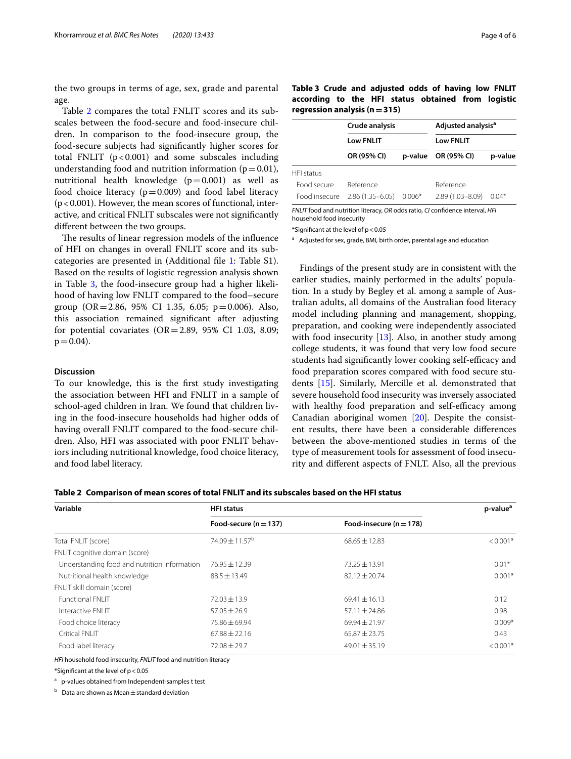the two groups in terms of age, sex, grade and parental age.

Table 2 compares the total FNLIT scores and its subscales between the food-secure and food-insecure children. In comparison to the food-insecure group, the food-secure subjects had significantly higher scores for total FNLIT ($p<0.001$) and some subscales including understanding food and nutrition information ($p=0.01$), nutritional health knowledge ($p=0.001$) as well as food choice literacy ($p=0.009$) and food label literacy ($p<0.001$). However, the mean scores of functional, interactive, and critical FNLIT subscales were not significantly different between the two groups.

The results of linear regression models of the influence of HFI on changes in overall FNLIT score and its subcategories are presented in (Additional file 1: Table S1). Based on the results of logistic regression analysis shown in Table 3, the food-insecure group had a higher likelihood of having low FNLIT compared to the food–secure group (OR = 2.86, 95% CI 1.35, 6.05; $p=0.006$). Also, this association remained significant after adjusting for potential covariates (OR = 2.89, 95% CI 1.03, 8.09; $p=0.04$).

**Table 3 Crude and adjusted odds of having low FNLIT according to the HFI status obtained from logistic regression analysis (n = 315)**

| | Crude analysis | | Adjusted analysis[a] | |
|---|---|---|---|---|
| | Low FNLIT | | Low FNLIT | |
| | OR (95% CI) | p-value | OR (95% CI) | p-value |
| HFI status | | | | |
| Food secure | Reference | | Reference | |
| Food insecure | 2.86 (1.35–6.05) | 0.006* | 2.89 (1.03–8.09) | 0.04* |

*FNLIT* food and nutrition literacy, *OR* odds ratio, *CI* confidence interval, *HFI* household food insecurity

*Significant at the level of $p<0.05$

[a] Adjusted for sex, grade, BMI, birth order, parental age and education

## Discussion

To our knowledge, this is the first study investigating the association between HFI and FNLIT in a sample of school-aged children in Iran. We found that children living in the food-insecure households had higher odds of having overall FNLIT compared to the food-secure children. Also, HFI was associated with poor FNLIT behaviors including nutritional knowledge, food choice literacy, and food label literacy.

Findings of the present study are in consistent with the earlier studies, mainly performed in the adults' population. In a study by Begley et al. among a sample of Australian adults, all domains of the Australian food literacy model including planning and management, shopping, preparation, and cooking were independently associated with food insecurity [13]. Also, in another study among college students, it was found that very low food secure students had significantly lower cooking self-efficacy and food preparation scores compared with food secure students [15]. Similarly, Mercille et al. demonstrated that severe household food insecurity was inversely associated with healthy food preparation and self-efficacy among Canadian aboriginal women [20]. Despite the consistent results, there have been a considerable differences between the above-mentioned studies in terms of the type of measurement tools for assessment of food insecurity and different aspects of FNLT. Also, all the previous

**Table 2 Comparison of mean scores of total FNLIT and its subscales based on the HFI status**

| Variable | HFI status | | p-value[a] |
|---|---|---|---|
| | Food-secure (n = 137) | Food-insecure (n = 178) | |
| Total FNLIT (score) | 74.09 ± 11.57[b] | 68.65 ± 12.83 | < 0.001* |
| FNLIT cognitive domain (score) | | | |
| Understanding food and nutrition information | 76.95 ± 12.39 | 73.25 ± 13.91 | 0.01* |
| Nutritional health knowledge | 88.5 ± 13.49 | 82.12 ± 20.74 | 0.001* |
| FNLIT skill domain (score) | | | |
| Functional FNLIT | 72.03 ± 13.9 | 69.41 ± 16.13 | 0.12 |
| Interactive FNLIT | 57.05 ± 26.9 | 57.11 ± 24.86 | 0.98 |
| Food choice literacy | 75.86 ± 69.94 | 69.94 ± 21.97 | 0.009* |
| Critical FNLIT | 67.88 ± 22.16 | 65.87 ± 23.75 | 0.43 |
| Food label literacy | 72.08 ± 29.7 | 49.01 ± 35.19 | < 0.001* |

*HFI* household food insecurity, *FNLIT* food and nutrition literacy

*Significant at the level of $p<0.05$

[a] p-values obtained from Independent-samples t test

[b] Data are shown as Mean ± standard deviation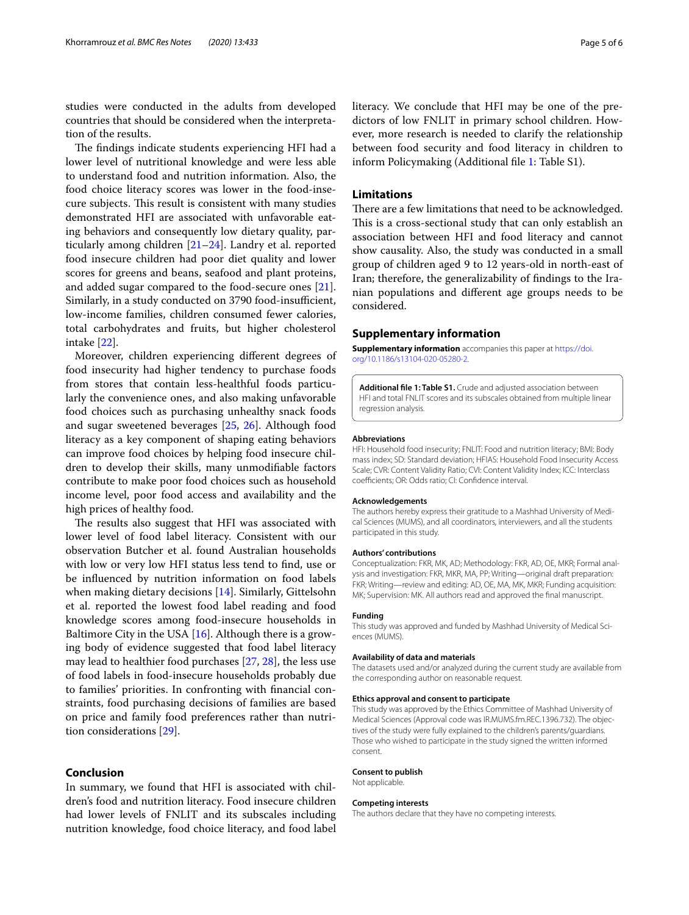studies were conducted in the adults from developed countries that should be considered when the interpretation of the results.

The findings indicate students experiencing HFI had a lower level of nutritional knowledge and were less able to understand food and nutrition information. Also, the food choice literacy scores was lower in the food-insecure subjects. This result is consistent with many studies demonstrated HFI are associated with unfavorable eating behaviors and consequently low dietary quality, particularly among children [21–24]. Landry et al. reported food insecure children had poor diet quality and lower scores for greens and beans, seafood and plant proteins, and added sugar compared to the food-secure ones [21]. Similarly, in a study conducted on 3790 food-insufficient, low-income families, children consumed fewer calories, total carbohydrates and fruits, but higher cholesterol intake [22].

Moreover, children experiencing different degrees of food insecurity had higher tendency to purchase foods from stores that contain less-healthful foods particularly the convenience ones, and also making unfavorable food choices such as purchasing unhealthy snack foods and sugar sweetened beverages [25, 26]. Although food literacy as a key component of shaping eating behaviors can improve food choices by helping food insecure children to develop their skills, many unmodifiable factors contribute to make poor food choices such as household income level, poor food access and availability and the high prices of healthy food.

The results also suggest that HFI was associated with lower level of food label literacy. Consistent with our observation Butcher et al. found Australian households with low or very low HFI status less tend to find, use or be influenced by nutrition information on food labels when making dietary decisions [14]. Similarly, Gittelsohn et al. reported the lowest food label reading and food knowledge scores among food-insecure households in Baltimore City in the USA [16]. Although there is a growing body of evidence suggested that food label literacy may lead to healthier food purchases [27, 28], the less use of food labels in food-insecure households probably due to families' priorities. In confronting with financial constraints, food purchasing decisions of families are based on price and family food preferences rather than nutrition considerations [29].

## Conclusion

In summary, we found that HFI is associated with children's food and nutrition literacy. Food insecure children had lower levels of FNLIT and its subscales including nutrition knowledge, food choice literacy, and food label literacy. We conclude that HFI may be one of the predictors of low FNLIT in primary school children. However, more research is needed to clarify the relationship between food security and food literacy in children to inform Policymaking (Additional file 1: Table S1).

## Limitations

There are a few limitations that need to be acknowledged. This is a cross-sectional study that can only establish an association between HFI and food literacy and cannot show causality. Also, the study was conducted in a small group of children aged 9 to 12 years-old in north-east of Iran; therefore, the generalizability of findings to the Iranian populations and different age groups needs to be considered.

## Supplementary information

**Supplementary information** accompanies this paper at https://doi.org/10.1186/s13104-020-05280-2.

**Additional file 1: Table S1.** Crude and adjusted association between HFI and total FNLIT scores and its subscales obtained from multiple linear regression analysis.

#### Abbreviations

HFI: Household food insecurity; FNLIT: Food and nutrition literacy; BMI: Body mass index; SD: Standard deviation; HFIAS: Household Food Insecurity Access Scale; CVR: Content Validity Ratio; CVI: Content Validity Index; ICC: Interclass coefficients; OR: Odds ratio; CI: Confidence interval.

#### Acknowledgements

The authors hereby express their gratitude to a Mashhad University of Medical Sciences (MUMS), and all coordinators, interviewers, and all the students participated in this study.

#### Authors' contributions

Conceptualization: FKR, MK, AD; Methodology: FKR, AD, OE, MKR; Formal analysis and investigation: FKR, MKR, MA, PP; Writing—original draft preparation: FKR; Writing—review and editing: AD, OE, MA, MK, MKR; Funding acquisition: MK; Supervision: MK. All authors read and approved the final manuscript.

#### Funding

This study was approved and funded by Mashhad University of Medical Sciences (MUMS).

#### Availability of data and materials

The datasets used and/or analyzed during the current study are available from the corresponding author on reasonable request.

#### Ethics approval and consent to participate

This study was approved by the Ethics Committee of Mashhad University of Medical Sciences (Approval code was IR.MUMS.fm.REC.1396.732). The objectives of the study were fully explained to the children's parents/guardians. Those who wished to participate in the study signed the written informed consent.

#### Consent to publish

Not applicable.

#### Competing interests

The authors declare that they have no competing interests.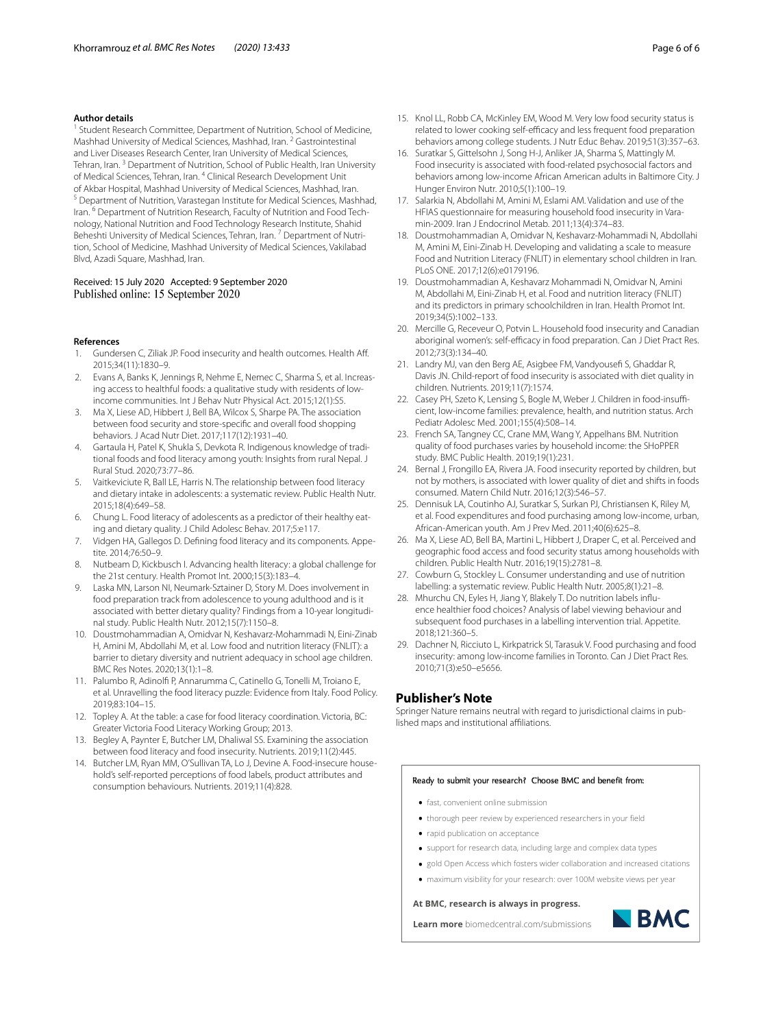**Author details**

[1] Student Research Committee, Department of Nutrition, School of Medicine, Mashhad University of Medical Sciences, Mashhad, Iran. [2] Gastrointestinal and Liver Diseases Research Center, Iran University of Medical Sciences, Tehran, Iran. [3] Department of Nutrition, School of Public Health, Iran University of Medical Sciences, Tehran, Iran. [4] Clinical Research Development Unit of Akbar Hospital, Mashhad University of Medical Sciences, Mashhad, Iran. [5] Department of Nutrition, Varastegan Institute for Medical Sciences, Mashhad, Iran. [6] Department of Nutrition Research, Faculty of Nutrition and Food Technology, National Nutrition and Food Technology Research Institute, Shahid Beheshti University of Medical Sciences, Tehran, Iran. [7] Department of Nutrition, School of Medicine, Mashhad University of Medical Sciences, Vakilabad Blvd, Azadi Square, Mashhad, Iran.

Received: 15 July 2020 Accepted: 9 September 2020
Published online: 15 September 2020

**References**

1. Gundersen C, Ziliak JP. Food insecurity and health outcomes. Health Aff. 2015;34(11):1830–9.
2. Evans A, Banks K, Jennings R, Nehme E, Nemec C, Sharma S, et al. Increasing access to healthful foods: a qualitative study with residents of low-income communities. Int J Behav Nutr Physical Act. 2015;12(1):S5.
3. Ma X, Liese AD, Hibbert J, Bell BA, Wilcox S, Sharpe PA. The association between food security and store-specific and overall food shopping behaviors. J Acad Nutr Diet. 2017;117(12):1931–40.
4. Gartaula H, Patel K, Shukla S, Devkota R. Indigenous knowledge of traditional foods and food literacy among youth: Insights from rural Nepal. J Rural Stud. 2020;73:77–86.
5. Vaitkeviciute R, Ball LE, Harris N. The relationship between food literacy and dietary intake in adolescents: a systematic review. Public Health Nutr. 2015;18(4):649–58.
6. Chung L. Food literacy of adolescents as a predictor of their healthy eating and dietary quality. J Child Adolesc Behav. 2017;5:e117.
7. Vidgen HA, Gallegos D. Defining food literacy and its components. Appetite. 2014;76:50–9.
8. Nutbeam D, Kickbusch I. Advancing health literacy: a global challenge for the 21st century. Health Promot Int. 2000;15(3):183–4.
9. Laska MN, Larson NI, Neumark-Sztainer D, Story M. Does involvement in food preparation track from adolescence to young adulthood and is it associated with better dietary quality? Findings from a 10-year longitudinal study. Public Health Nutr. 2012;15(7):1150–8.
10. Doustmohammadian A, Omidvar N, Keshavarz-Mohammadi N, Eini-Zinab H, Amini M, Abdollahi M, et al. Low food and nutrition literacy (FNLIT): a barrier to dietary diversity and nutrient adequacy in school age children. BMC Res Notes. 2020;13(1):1–8.
11. Palumbo R, Adinolfi P, Annarumma C, Catinello G, Tonelli M, Troiano E, et al. Unravelling the food literacy puzzle: Evidence from Italy. Food Policy. 2019;83:104–15.
12. Topley A. At the table: a case for food literacy coordination. Victoria, BC: Greater Victoria Food Literacy Working Group; 2013.
13. Begley A, Paynter E, Butcher LM, Dhaliwal SS. Examining the association between food literacy and food insecurity. Nutrients. 2019;11(2):445.
14. Butcher LM, Ryan MM, O'Sullivan TA, Lo J, Devine A. Food-insecure household's self-reported perceptions of food labels, product attributes and consumption behaviours. Nutrients. 2019;11(4):828.
15. Knol LL, Robb CA, McKinley EM, Wood M. Very low food security status is related to lower cooking self-efficacy and less frequent food preparation behaviors among college students. J Nutr Educ Behav. 2019;51(3):357–63.
16. Suratkar S, Gittelsohn J, Song H-J, Anliker JA, Sharma S, Mattingly M. Food insecurity is associated with food-related psychosocial factors and behaviors among low-income African American adults in Baltimore City. J Hunger Environ Nutr. 2010;5(1):100–19.
17. Salarkia N, Abdollahi M, Amini M, Eslami AM. Validation and use of the HFIAS questionnaire for measuring household food insecurity in Varamin-2009. Iran J Endocrinol Metab. 2011;13(4):374–83.
18. Doustmohammadian A, Omidvar N, Keshavarz-Mohammadi N, Abdollahi M, Amini M, Eini-Zinab H. Developing and validating a scale to measure Food and Nutrition Literacy (FNLIT) in elementary school children in Iran. PLoS ONE. 2017;12(6):e0179196.
19. Doustmohammadian A, Keshavarz Mohammadi N, Omidvar N, Amini M, Abdollahi M, Eini-Zinab H, et al. Food and nutrition literacy (FNLIT) and its predictors in primary schoolchildren in Iran. Health Promot Int. 2019;34(5):1002–133.
20. Mercille G, Receveur O, Potvin L. Household food insecurity and Canadian aboriginal women's: self-efficacy in food preparation. Can J Diet Pract Res. 2012;73(3):134–40.
21. Landry MJ, van den Berg AE, Asigbee FM, Vandyousefi S, Ghaddar R, Davis JN. Child-report of food insecurity is associated with diet quality in children. Nutrients. 2019;11(7):1574.
22. Casey PH, Szeto K, Lensing S, Bogle M, Weber J. Children in food-insufficient, low-income families: prevalence, health, and nutrition status. Arch Pediatr Adolesc Med. 2001;155(4):508–14.
23. French SA, Tangney CC, Crane MM, Wang Y, Appelhans BM. Nutrition quality of food purchases varies by household income: the SHoPPER study. BMC Public Health. 2019;19(1):231.
24. Bernal J, Frongillo EA, Rivera JA. Food insecurity reported by children, but not by mothers, is associated with lower quality of diet and shifts in foods consumed. Matern Child Nutr. 2016;12(3):546–57.
25. Dennisuk LA, Coutinho AJ, Suratkar S, Surkan PJ, Christiansen K, Riley M, et al. Food expenditures and food purchasing among low-income, urban, African-American youth. Am J Prev Med. 2011;40(6):625–8.
26. Ma X, Liese AD, Bell BA, Martini L, Hibbert J, Draper C, et al. Perceived and geographic food access and food security status among households with children. Public Health Nutr. 2016;19(15):2781–8.
27. Cowburn G, Stockley L. Consumer understanding and use of nutrition labelling: a systematic review. Public Health Nutr. 2005;8(1):21–8.
28. Mhurchu CN, Eyles H, Jiang Y, Blakely T. Do nutrition labels influence healthier food choices? Analysis of label viewing behaviour and subsequent food purchases in a labelling intervention trial. Appetite. 2018;121:360–5.
29. Dachner N, Ricciuto L, Kirkpatrick SI, Tarasuk V. Food purchasing and food insecurity: among low-income families in Toronto. Can J Diet Pract Res. 2010;71(3):e50–e5656.

## Publisher's Note

Springer Nature remains neutral with regard to jurisdictional claims in published maps and institutional affiliations.

Ready to submit your research? Choose BMC and benefit from:

- fast, convenient online submission
- thorough peer review by experienced researchers in your field
- rapid publication on acceptance
- support for research data, including large and complex data types
- gold Open Access which fosters wider collaboration and increased citations
- maximum visibility for your research: over 100M website views per year

**At BMC, research is always in progress.**

**Learn more** biomedcentral.com/submissions